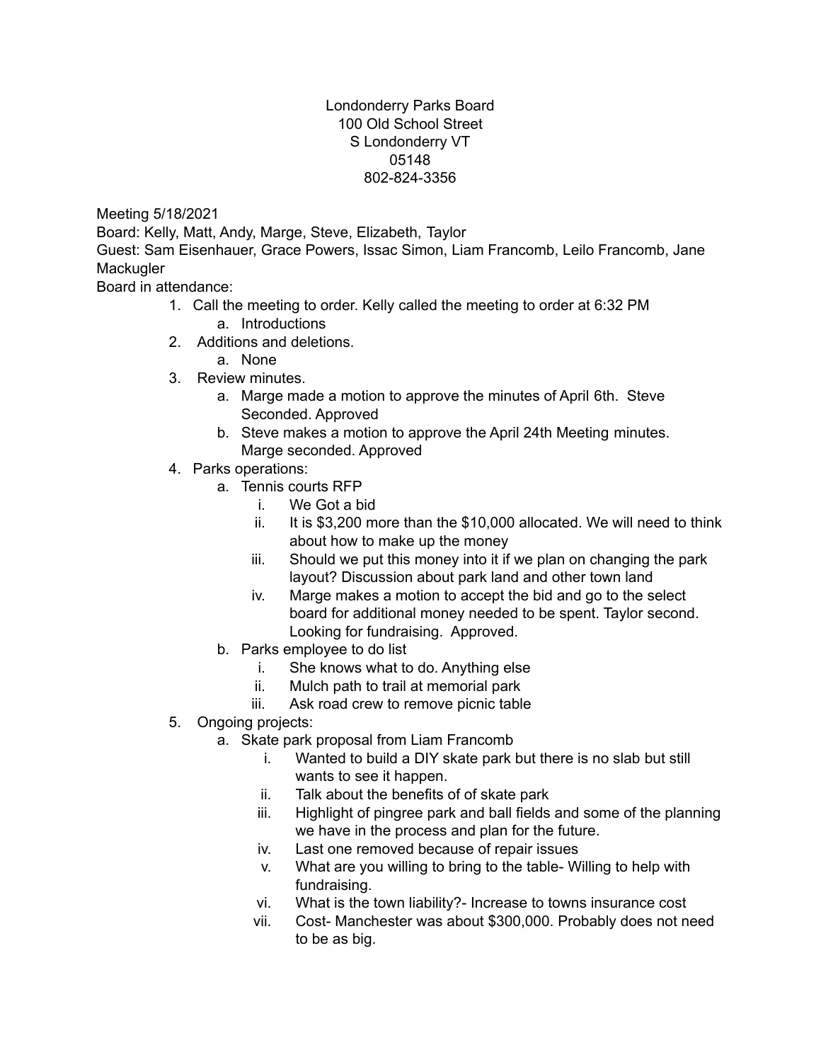Londonderry Parks Board
100 Old School Street
S Londonderry VT
05148
802-824-3356

Meeting 5/18/2021
Board: Kelly, Matt, Andy, Marge, Steve, Elizabeth, Taylor
Guest: Sam Eisenhauer, Grace Powers, Issac Simon, Liam Francomb, Leilo Francomb, Jane Mackugler
Board in attendance:

1. Call the meeting to order. Kelly called the meeting to order at 6:32 PM
   a. Introductions
2. Additions and deletions.
   a. None
3. Review minutes.
   a. Marge made a motion to approve the minutes of April 6th. Steve Seconded. Approved
   b. Steve makes a motion to approve the April 24th Meeting minutes. Marge seconded. Approved
4. Parks operations:
   a. Tennis courts RFP
      i. We Got a bid
      ii. It is $3,200 more than the $10,000 allocated. We will need to think about how to make up the money
      iii. Should we put this money into it if we plan on changing the park layout? Discussion about park land and other town land
      iv. Marge makes a motion to accept the bid and go to the select board for additional money needed to be spent. Taylor second. Looking for fundraising. Approved.
   b. Parks employee to do list
      i. She knows what to do. Anything else
      ii. Mulch path to trail at memorial park
      iii. Ask road crew to remove picnic table
5. Ongoing projects:
   a. Skate park proposal from Liam Francomb
      i. Wanted to build a DIY skate park but there is no slab but still wants to see it happen.
      ii. Talk about the benefits of of skate park
      iii. Highlight of pingree park and ball fields and some of the planning we have in the process and plan for the future.
      iv. Last one removed because of repair issues
      v. What are you willing to bring to the table- Willing to help with fundraising.
      vi. What is the town liability?- Increase to towns insurance cost
      vii. Cost- Manchester was about $300,000. Probably does not need to be as big.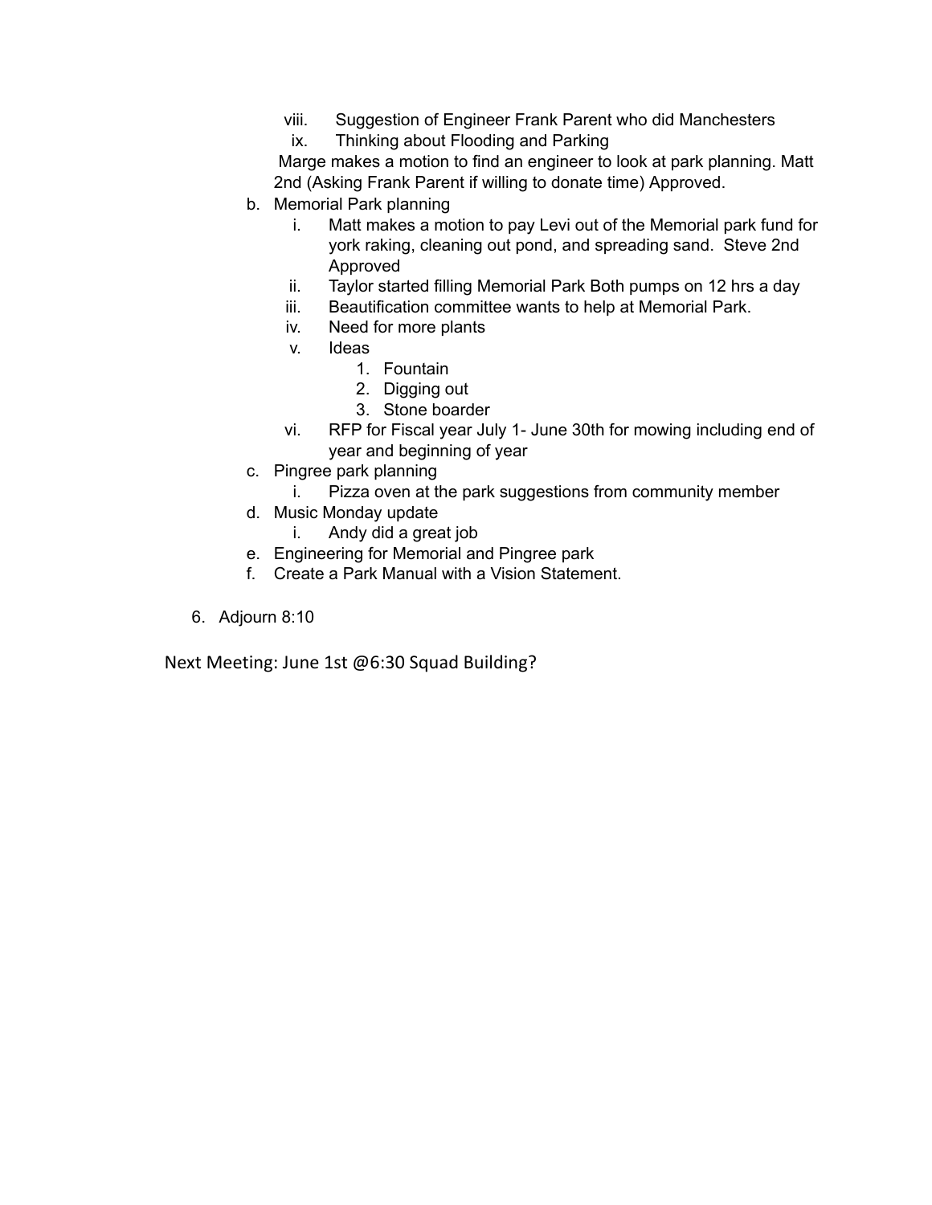viii. Suggestion of Engineer Frank Parent who did Manchesters
    ix. Thinking about Flooding and Parking

  Marge makes a motion to find an engineer to look at park planning. Matt 2nd (Asking Frank Parent if willing to donate time) Approved.

b. Memorial Park planning
    i. Matt makes a motion to pay Levi out of the Memorial park fund for york raking, cleaning out pond, and spreading sand. Steve 2nd Approved
    ii. Taylor started filling Memorial Park Both pumps on 12 hrs a day
    iii. Beautification committee wants to help at Memorial Park.
    iv. Need for more plants
    v. Ideas
        1. Fountain
        2. Digging out
        3. Stone boarder
    vi. RFP for Fiscal year July 1- June 30th for mowing including end of year and beginning of year
c. Pingree park planning
    i. Pizza oven at the park suggestions from community member
d. Music Monday update
    i. Andy did a great job
e. Engineering for Memorial and Pingree park
f. Create a Park Manual with a Vision Statement.

6. Adjourn 8:10

Next Meeting: June 1st @6:30 Squad Building?